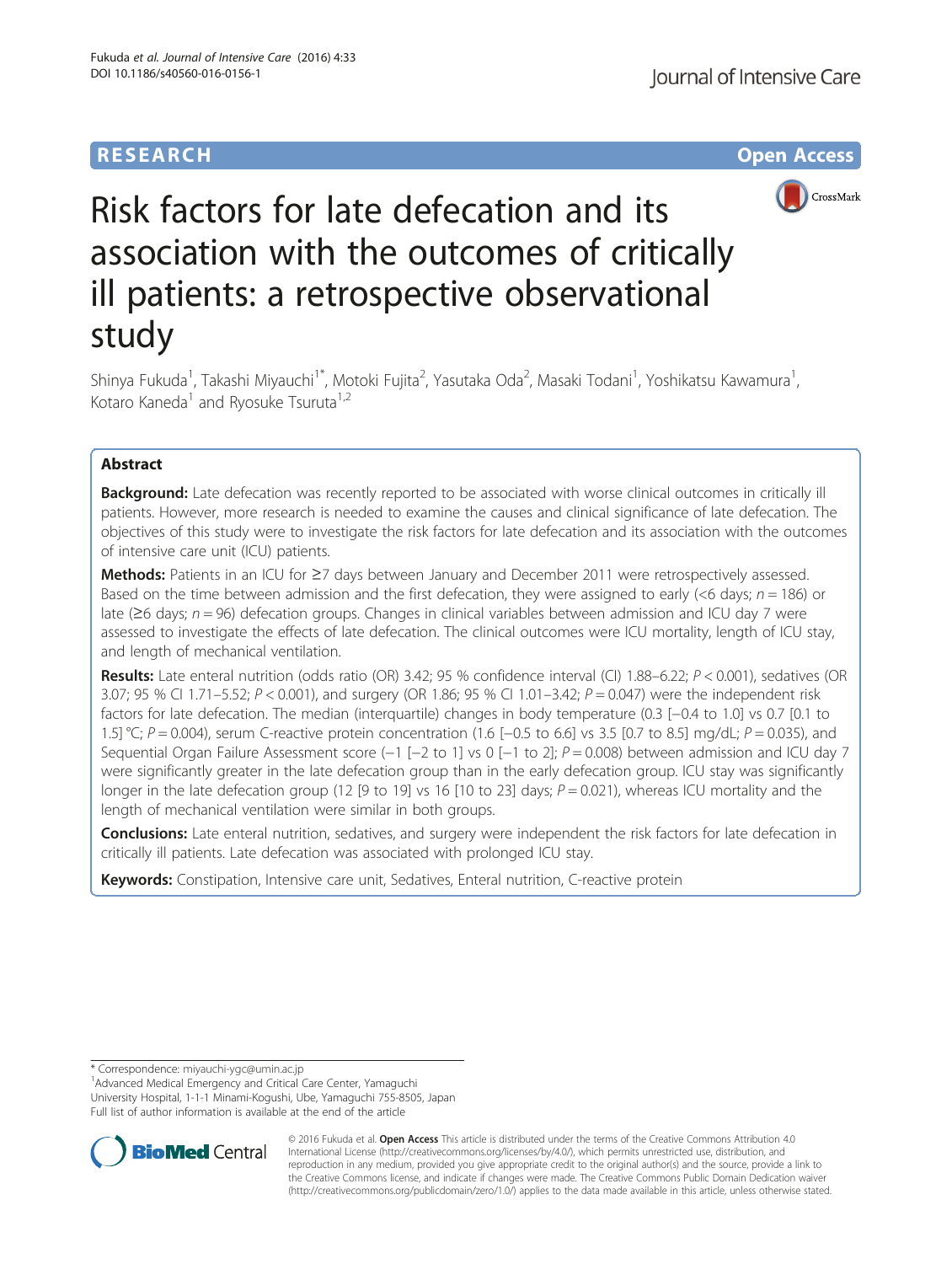**RESEARCH** **Open Access**

# Risk factors for late defecation and its association with the outcomes of critically ill patients: a retrospective observational study

Shinya Fukuda[1], Takashi Miyauchi[1*], Motoki Fujita[2], Yasutaka Oda[2], Masaki Todani[1], Yoshikatsu Kawamura[1], Kotaro Kaneda[1] and Ryosuke Tsuruta[1,2]

## Abstract

**Background:** Late defecation was recently reported to be associated with worse clinical outcomes in critically ill patients. However, more research is needed to examine the causes and clinical significance of late defecation. The objectives of this study were to investigate the risk factors for late defecation and its association with the outcomes of intensive care unit (ICU) patients.

**Methods:** Patients in an ICU for ≥7 days between January and December 2011 were retrospectively assessed. Based on the time between admission and the first defecation, they were assigned to early (<6 days; *n* = 186) or late (≥6 days; *n* = 96) defecation groups. Changes in clinical variables between admission and ICU day 7 were assessed to investigate the effects of late defecation. The clinical outcomes were ICU mortality, length of ICU stay, and length of mechanical ventilation.

**Results:** Late enteral nutrition (odds ratio (OR) 3.42; 95 % confidence interval (CI) 1.88–6.22; *P* < 0.001), sedatives (OR 3.07; 95 % CI 1.71–5.52; *P* < 0.001), and surgery (OR 1.86; 95 % CI 1.01–3.42; *P* = 0.047) were the independent risk factors for late defecation. The median (interquartile) changes in body temperature (0.3 [−0.4 to 1.0] vs 0.7 [0.1 to 1.5] °C; *P* = 0.004), serum C-reactive protein concentration (1.6 [−0.5 to 6.6] vs 3.5 [0.7 to 8.5] mg/dL; *P* = 0.035), and Sequential Organ Failure Assessment score (−1 [−2 to 1] vs 0 [−1 to 2]; *P* = 0.008) between admission and ICU day 7 were significantly greater in the late defecation group than in the early defecation group. ICU stay was significantly longer in the late defecation group (12 [9 to 19] vs 16 [10 to 23] days; *P* = 0.021), whereas ICU mortality and the length of mechanical ventilation were similar in both groups.

**Conclusions:** Late enteral nutrition, sedatives, and surgery were independent the risk factors for late defecation in critically ill patients. Late defecation was associated with prolonged ICU stay.

**Keywords:** Constipation, Intensive care unit, Sedatives, Enteral nutrition, C-reactive protein

---

\* Correspondence: miyauchi-ygc@umin.ac.jp

[1]Advanced Medical Emergency and Critical Care Center, Yamaguchi University Hospital, 1-1-1 Minami-Kogushi, Ube, Yamaguchi 755-8505, Japan

Full list of author information is available at the end of the article

© 2016 Fukuda et al. **Open Access** This article is distributed under the terms of the Creative Commons Attribution 4.0 International License (http://creativecommons.org/licenses/by/4.0/), which permits unrestricted use, distribution, and reproduction in any medium, provided you give appropriate credit to the original author(s) and the source, provide a link to the Creative Commons license, and indicate if changes were made. The Creative Commons Public Domain Dedication waiver (http://creativecommons.org/publicdomain/zero/1.0/) applies to the data made available in this article, unless otherwise stated.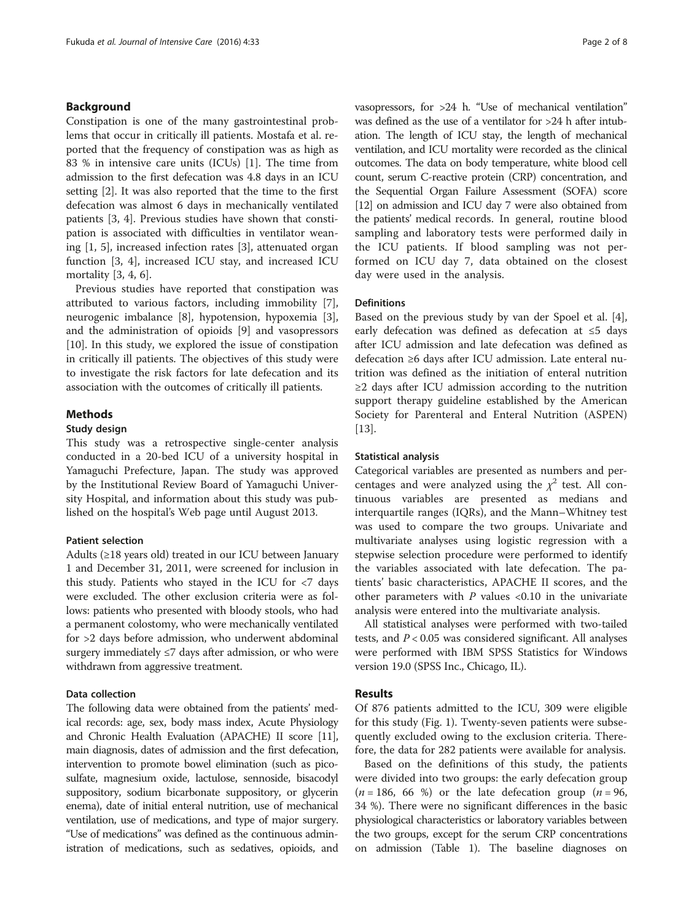## Background

Constipation is one of the many gastrointestinal problems that occur in critically ill patients. Mostafa et al. reported that the frequency of constipation was as high as 83 % in intensive care units (ICUs) [1]. The time from admission to the first defecation was 4.8 days in an ICU setting [2]. It was also reported that the time to the first defecation was almost 6 days in mechanically ventilated patients [3, 4]. Previous studies have shown that constipation is associated with difficulties in ventilator weaning [1, 5], increased infection rates [3], attenuated organ function [3, 4], increased ICU stay, and increased ICU mortality [3, 4, 6].

Previous studies have reported that constipation was attributed to various factors, including immobility [7], neurogenic imbalance [8], hypotension, hypoxemia [3], and the administration of opioids [9] and vasopressors [10]. In this study, we explored the issue of constipation in critically ill patients. The objectives of this study were to investigate the risk factors for late defecation and its association with the outcomes of critically ill patients.

## Methods

### Study design

This study was a retrospective single-center analysis conducted in a 20-bed ICU of a university hospital in Yamaguchi Prefecture, Japan. The study was approved by the Institutional Review Board of Yamaguchi University Hospital, and information about this study was published on the hospital's Web page until August 2013.

### Patient selection

Adults (≥18 years old) treated in our ICU between January 1 and December 31, 2011, were screened for inclusion in this study. Patients who stayed in the ICU for <7 days were excluded. The other exclusion criteria were as follows: patients who presented with bloody stools, who had a permanent colostomy, who were mechanically ventilated for >2 days before admission, who underwent abdominal surgery immediately ≤7 days after admission, or who were withdrawn from aggressive treatment.

### Data collection

The following data were obtained from the patients' medical records: age, sex, body mass index, Acute Physiology and Chronic Health Evaluation (APACHE) II score [11], main diagnosis, dates of admission and the first defecation, intervention to promote bowel elimination (such as picosulfate, magnesium oxide, lactulose, sennoside, bisacodyl suppository, sodium bicarbonate suppository, or glycerin enema), date of initial enteral nutrition, use of mechanical ventilation, use of medications, and type of major surgery. "Use of medications" was defined as the continuous administration of medications, such as sedatives, opioids, and vasopressors, for >24 h. "Use of mechanical ventilation" was defined as the use of a ventilator for >24 h after intubation. The length of ICU stay, the length of mechanical ventilation, and ICU mortality were recorded as the clinical outcomes. The data on body temperature, white blood cell count, serum C-reactive protein (CRP) concentration, and the Sequential Organ Failure Assessment (SOFA) score [12] on admission and ICU day 7 were also obtained from the patients' medical records. In general, routine blood sampling and laboratory tests were performed daily in the ICU patients. If blood sampling was not performed on ICU day 7, data obtained on the closest day were used in the analysis.

### Definitions

Based on the previous study by van der Spoel et al. [4], early defecation was defined as defecation at ≤5 days after ICU admission and late defecation was defined as defecation ≥6 days after ICU admission. Late enteral nutrition was defined as the initiation of enteral nutrition ≥2 days after ICU admission according to the nutrition support therapy guideline established by the American Society for Parenteral and Enteral Nutrition (ASPEN) [13].

### Statistical analysis

Categorical variables are presented as numbers and percentages and were analyzed using the $\chi^2$ test. All continuous variables are presented as medians and interquartile ranges (IQRs), and the Mann–Whitney test was used to compare the two groups. Univariate and multivariate analyses using logistic regression with a stepwise selection procedure were performed to identify the variables associated with late defecation. The patients' basic characteristics, APACHE II scores, and the other parameters with $P$ values <0.10 in the univariate analysis were entered into the multivariate analysis.

All statistical analyses were performed with two-tailed tests, and $P < 0.05$ was considered significant. All analyses were performed with IBM SPSS Statistics for Windows version 19.0 (SPSS Inc., Chicago, IL).

## Results

Of 876 patients admitted to the ICU, 309 were eligible for this study (Fig. 1). Twenty-seven patients were subsequently excluded owing to the exclusion criteria. Therefore, the data for 282 patients were available for analysis.

Based on the definitions of this study, the patients were divided into two groups: the early defecation group ($n = 186$, 66 %) or the late defecation group ($n = 96$, 34 %). There were no significant differences in the basic physiological characteristics or laboratory variables between the two groups, except for the serum CRP concentrations on admission (Table 1). The baseline diagnoses on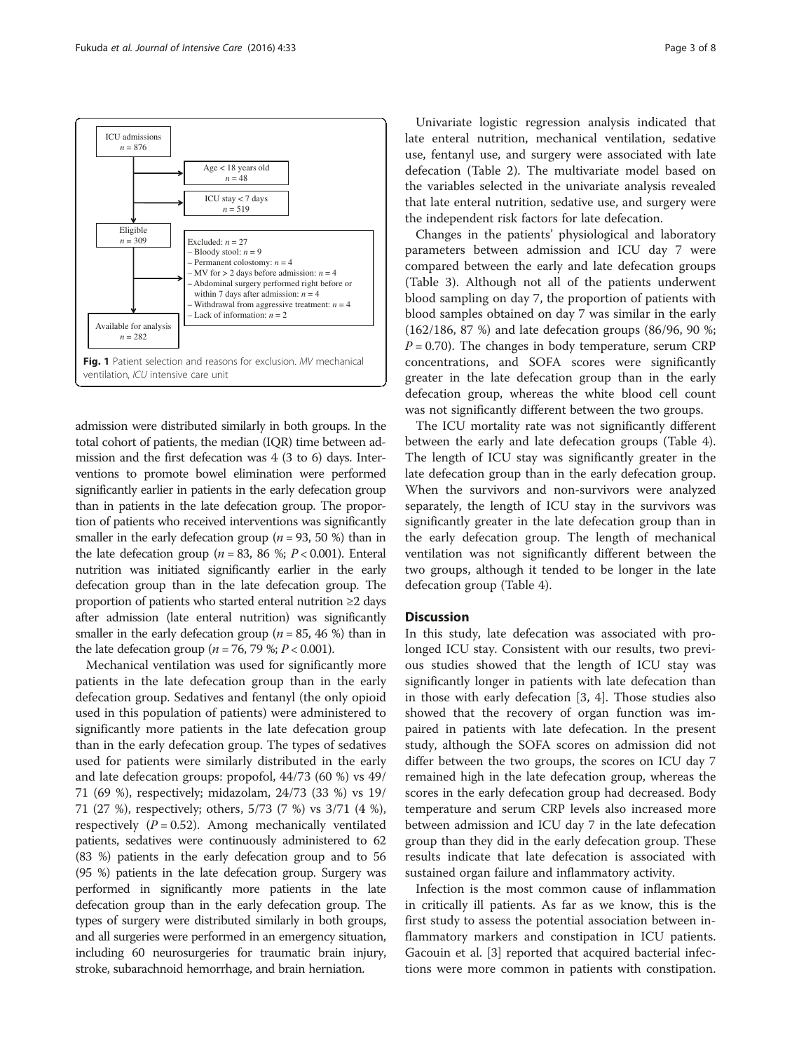ICU admissions
$n = 876$

- Age < 18 years old, $n = 48$
- ICU stay < 7 days, $n = 519$

Eligible
$n = 309$

Excluded: $n = 27$
- Bloody stool: $n = 9$
- Permanent colostomy: $n = 4$
- MV for > 2 days before admission: $n = 4$
- Abdominal surgery performed right before or within 7 days after admission: $n = 4$
- Withdrawal from aggressive treatment: $n = 4$
- Lack of information: $n = 2$

Available for analysis
$n = 282$

**Fig. 1** Patient selection and reasons for exclusion. *MV* mechanical ventilation, *ICU* intensive care unit

admission were distributed similarly in both groups. In the total cohort of patients, the median (IQR) time between admission and the first defecation was 4 (3 to 6) days. Interventions to promote bowel elimination were performed significantly earlier in patients in the early defecation group than in patients in the late defecation group. The proportion of patients who received interventions was significantly smaller in the early defecation group ($n = 93$, 50 %) than in the late defecation group ($n = 83$, 86 %; $P < 0.001$). Enteral nutrition was initiated significantly earlier in the early defecation group than in the late defecation group. The proportion of patients who started enteral nutrition ≥2 days after admission (late enteral nutrition) was significantly smaller in the early defecation group ($n = 85$, 46 %) than in the late defecation group ($n = 76$, 79 %; $P < 0.001$).

Mechanical ventilation was used for significantly more patients in the late defecation group than in the early defecation group. Sedatives and fentanyl (the only opioid used in this population of patients) were administered to significantly more patients in the late defecation group than in the early defecation group. The types of sedatives used for patients were similarly distributed in the early and late defecation groups: propofol, 44/73 (60 %) vs 49/71 (69 %), respectively; midazolam, 24/73 (33 %) vs 19/71 (27 %), respectively; others, 5/73 (7 %) vs 3/71 (4 %), respectively ($P = 0.52$). Among mechanically ventilated patients, sedatives were continuously administered to 62 (83 %) patients in the early defecation group and to 56 (95 %) patients in the late defecation group. Surgery was performed in significantly more patients in the late defecation group than in the early defecation group. The types of surgery were distributed similarly in both groups, and all surgeries were performed in an emergency situation, including 60 neurosurgeries for traumatic brain injury, stroke, subarachnoid hemorrhage, and brain herniation.

Univariate logistic regression analysis indicated that late enteral nutrition, mechanical ventilation, sedative use, fentanyl use, and surgery were associated with late defecation (Table 2). The multivariate model based on the variables selected in the univariate analysis revealed that late enteral nutrition, sedative use, and surgery were the independent risk factors for late defecation.

Changes in the patients' physiological and laboratory parameters between admission and ICU day 7 were compared between the early and late defecation groups (Table 3). Although not all of the patients underwent blood sampling on day 7, the proportion of patients with blood samples obtained on day 7 was similar in the early (162/186, 87 %) and late defecation groups (86/96, 90 %; $P = 0.70$). The changes in body temperature, serum CRP concentrations, and SOFA scores were significantly greater in the late defecation group than in the early defecation group, whereas the white blood cell count was not significantly different between the two groups.

The ICU mortality rate was not significantly different between the early and late defecation groups (Table 4). The length of ICU stay was significantly greater in the late defecation group than in the early defecation group. When the survivors and non-survivors were analyzed separately, the length of ICU stay in the survivors was significantly greater in the late defecation group than in the early defecation group. The length of mechanical ventilation was not significantly different between the two groups, although it tended to be longer in the late defecation group (Table 4).

## Discussion

In this study, late defecation was associated with prolonged ICU stay. Consistent with our results, two previous studies showed that the length of ICU stay was significantly longer in patients with late defecation than in those with early defecation [3, 4]. Those studies also showed that the recovery of organ function was impaired in patients with late defecation. In the present study, although the SOFA scores on admission did not differ between the two groups, the scores on ICU day 7 remained high in the late defecation group, whereas the scores in the early defecation group had decreased. Body temperature and serum CRP levels also increased more between admission and ICU day 7 in the late defecation group than they did in the early defecation group. These results indicate that late defecation is associated with sustained organ failure and inflammatory activity.

Infection is the most common cause of inflammation in critically ill patients. As far as we know, this is the first study to assess the potential association between inflammatory markers and constipation in ICU patients. Gacouin et al. [3] reported that acquired bacterial infections were more common in patients with constipation.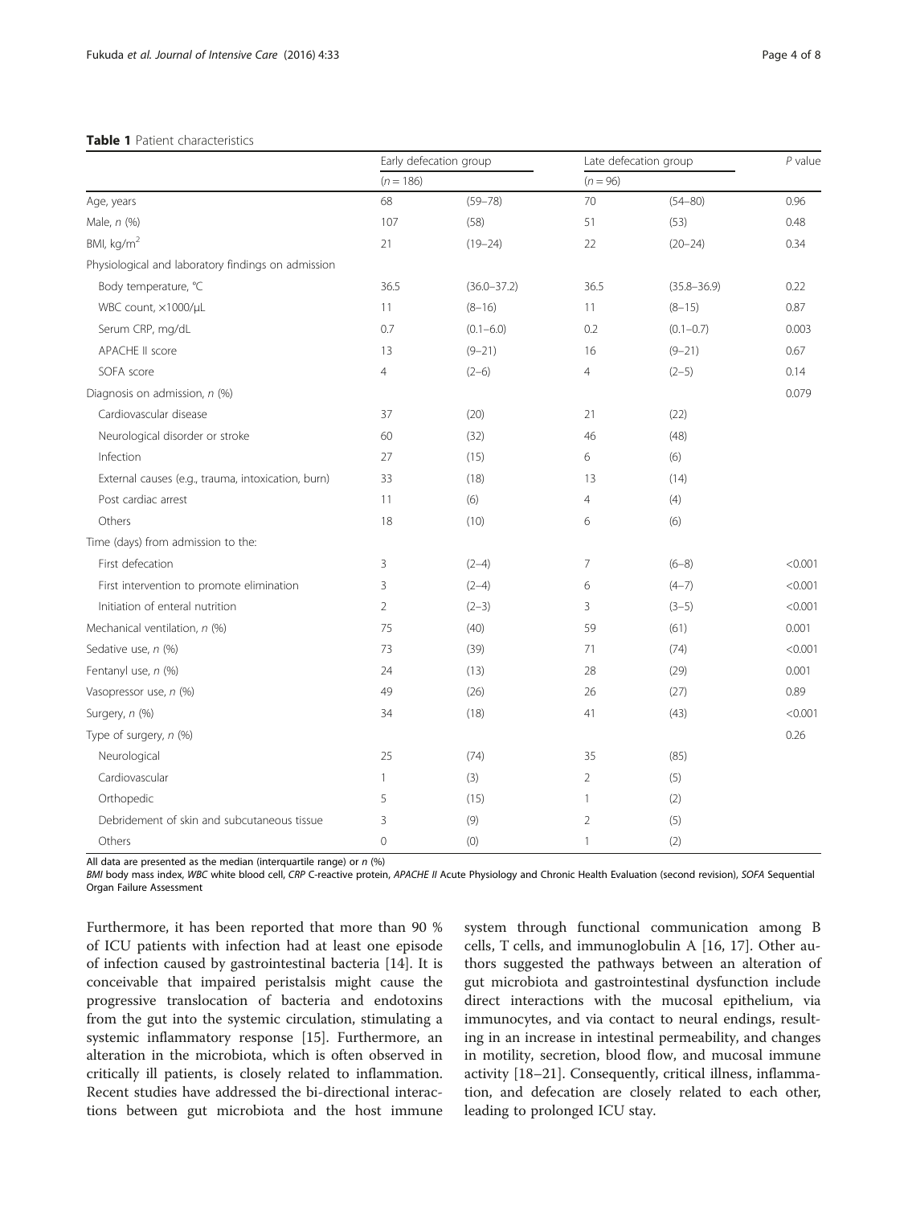**Table 1** Patient characteristics

| | Early defecation group | | Late defecation group | | *P* value |
|---|---|---|---|---|---|
| | (*n* = 186) | | (*n* = 96) | | |
| Age, years | 68 | (59–78) | 70 | (54–80) | 0.96 |
| Male, *n* (%) | 107 | (58) | 51 | (53) | 0.48 |
| BMI, kg/m$^2$ | 21 | (19–24) | 22 | (20–24) | 0.34 |
| Physiological and laboratory findings on admission | | | | | |
| Body temperature, °C | 36.5 | (36.0–37.2) | 36.5 | (35.8–36.9) | 0.22 |
| WBC count, ×1000/μL | 11 | (8–16) | 11 | (8–15) | 0.87 |
| Serum CRP, mg/dL | 0.7 | (0.1–6.0) | 0.2 | (0.1–0.7) | 0.003 |
| APACHE II score | 13 | (9–21) | 16 | (9–21) | 0.67 |
| SOFA score | 4 | (2–6) | 4 | (2–5) | 0.14 |
| Diagnosis on admission, *n* (%) | | | | | 0.079 |
| Cardiovascular disease | 37 | (20) | 21 | (22) | |
| Neurological disorder or stroke | 60 | (32) | 46 | (48) | |
| Infection | 27 | (15) | 6 | (6) | |
| External causes (e.g., trauma, intoxication, burn) | 33 | (18) | 13 | (14) | |
| Post cardiac arrest | 11 | (6) | 4 | (4) | |
| Others | 18 | (10) | 6 | (6) | |
| Time (days) from admission to the: | | | | | |
| First defecation | 3 | (2–4) | 7 | (6–8) | <0.001 |
| First intervention to promote elimination | 3 | (2–4) | 6 | (4–7) | <0.001 |
| Initiation of enteral nutrition | 2 | (2–3) | 3 | (3–5) | <0.001 |
| Mechanical ventilation, *n* (%) | 75 | (40) | 59 | (61) | 0.001 |
| Sedative use, *n* (%) | 73 | (39) | 71 | (74) | <0.001 |
| Fentanyl use, *n* (%) | 24 | (13) | 28 | (29) | 0.001 |
| Vasopressor use, *n* (%) | 49 | (26) | 26 | (27) | 0.89 |
| Surgery, *n* (%) | 34 | (18) | 41 | (43) | <0.001 |
| Type of surgery, *n* (%) | | | | | 0.26 |
| Neurological | 25 | (74) | 35 | (85) | |
| Cardiovascular | 1 | (3) | 2 | (5) | |
| Orthopedic | 5 | (15) | 1 | (2) | |
| Debridement of skin and subcutaneous tissue | 3 | (9) | 2 | (5) | |
| Others | 0 | (0) | 1 | (2) | |

All data are presented as the median (interquartile range) or *n* (%)

*BMI* body mass index, *WBC* white blood cell, *CRP* C-reactive protein, *APACHE II* Acute Physiology and Chronic Health Evaluation (second revision), *SOFA* Sequential Organ Failure Assessment

Furthermore, it has been reported that more than 90 % of ICU patients with infection had at least one episode of infection caused by gastrointestinal bacteria [14]. It is conceivable that impaired peristalsis might cause the progressive translocation of bacteria and endotoxins from the gut into the systemic circulation, stimulating a systemic inflammatory response [15]. Furthermore, an alteration in the microbiota, which is often observed in critically ill patients, is closely related to inflammation. Recent studies have addressed the bi-directional interactions between gut microbiota and the host immune system through functional communication among B cells, T cells, and immunoglobulin A [16, 17]. Other authors suggested the pathways between an alteration of gut microbiota and gastrointestinal dysfunction include direct interactions with the mucosal epithelium, via immunocytes, and via contact to neural endings, resulting in an increase in intestinal permeability, and changes in motility, secretion, blood flow, and mucosal immune activity [18–21]. Consequently, critical illness, inflammation, and defecation are closely related to each other, leading to prolonged ICU stay.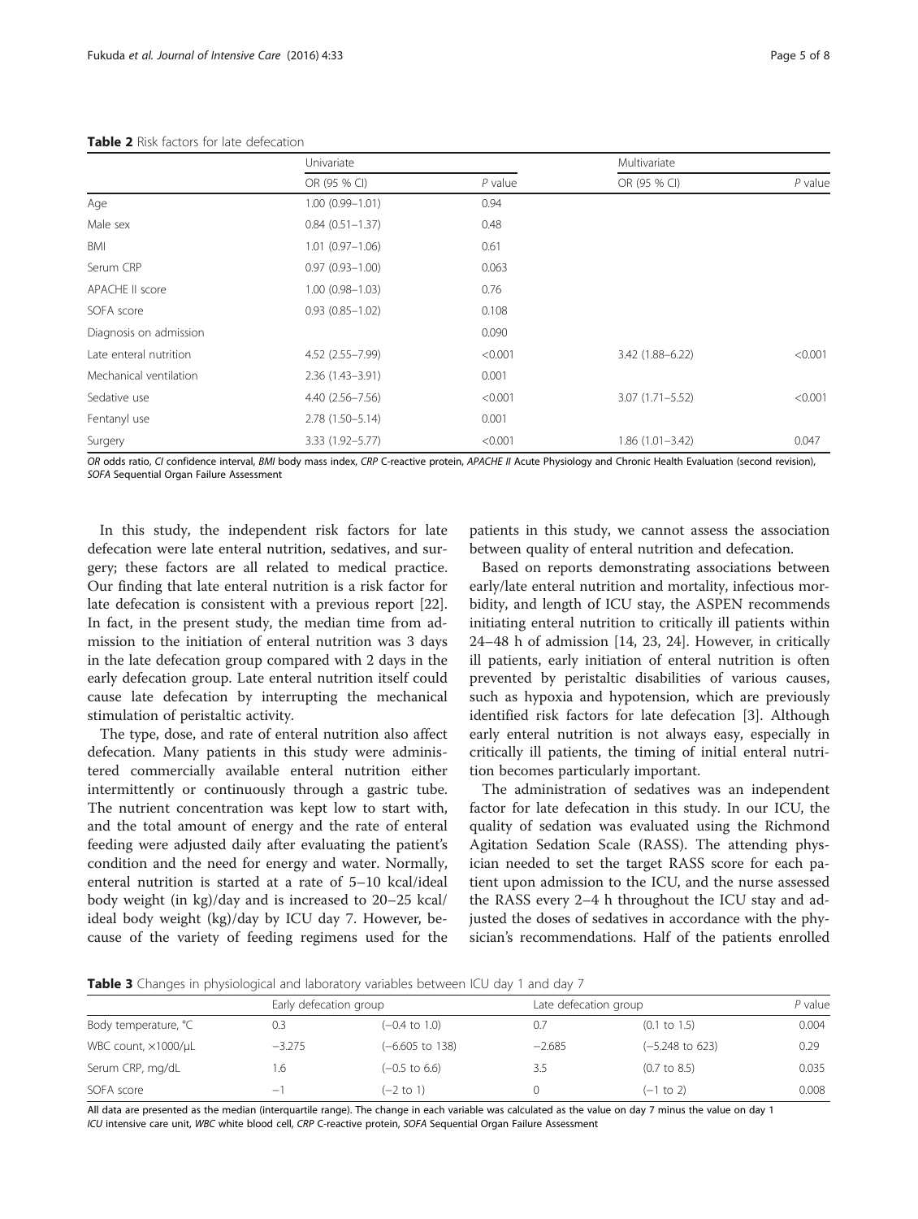**Table 2** Risk factors for late defecation

| | Univariate | | Multivariate | |
|---|---|---|---|---|
| | OR (95 % CI) | *P* value | OR (95 % CI) | *P* value |
| Age | 1.00 (0.99–1.01) | 0.94 | | |
| Male sex | 0.84 (0.51–1.37) | 0.48 | | |
| BMI | 1.01 (0.97–1.06) | 0.61 | | |
| Serum CRP | 0.97 (0.93–1.00) | 0.063 | | |
| APACHE II score | 1.00 (0.98–1.03) | 0.76 | | |
| SOFA score | 0.93 (0.85–1.02) | 0.108 | | |
| Diagnosis on admission | | 0.090 | | |
| Late enteral nutrition | 4.52 (2.55–7.99) | <0.001 | 3.42 (1.88–6.22) | <0.001 |
| Mechanical ventilation | 2.36 (1.43–3.91) | 0.001 | | |
| Sedative use | 4.40 (2.56–7.56) | <0.001 | 3.07 (1.71–5.52) | <0.001 |
| Fentanyl use | 2.78 (1.50–5.14) | 0.001 | | |
| Surgery | 3.33 (1.92–5.77) | <0.001 | 1.86 (1.01–3.42) | 0.047 |

*OR* odds ratio, *CI* confidence interval, *BMI* body mass index, *CRP* C-reactive protein, *APACHE II* Acute Physiology and Chronic Health Evaluation (second revision), *SOFA* Sequential Organ Failure Assessment

In this study, the independent risk factors for late defecation were late enteral nutrition, sedatives, and surgery; these factors are all related to medical practice. Our finding that late enteral nutrition is a risk factor for late defecation is consistent with a previous report [22]. In fact, in the present study, the median time from admission to the initiation of enteral nutrition was 3 days in the late defecation group compared with 2 days in the early defecation group. Late enteral nutrition itself could cause late defecation by interrupting the mechanical stimulation of peristaltic activity.

The type, dose, and rate of enteral nutrition also affect defecation. Many patients in this study were administered commercially available enteral nutrition either intermittently or continuously through a gastric tube. The nutrient concentration was kept low to start with, and the total amount of energy and the rate of enteral feeding were adjusted daily after evaluating the patient's condition and the need for energy and water. Normally, enteral nutrition is started at a rate of 5–10 kcal/ideal body weight (in kg)/day and is increased to 20–25 kcal/ideal body weight (kg)/day by ICU day 7. However, because of the variety of feeding regimens used for the patients in this study, we cannot assess the association between quality of enteral nutrition and defecation.

Based on reports demonstrating associations between early/late enteral nutrition and mortality, infectious morbidity, and length of ICU stay, the ASPEN recommends initiating enteral nutrition to critically ill patients within 24–48 h of admission [14, 23, 24]. However, in critically ill patients, early initiation of enteral nutrition is often prevented by peristaltic disabilities of various causes, such as hypoxia and hypotension, which are previously identified risk factors for late defecation [3]. Although early enteral nutrition is not always easy, especially in critically ill patients, the timing of initial enteral nutrition becomes particularly important.

The administration of sedatives was an independent factor for late defecation in this study. In our ICU, the quality of sedation was evaluated using the Richmond Agitation Sedation Scale (RASS). The attending physician needed to set the target RASS score for each patient upon admission to the ICU, and the nurse assessed the RASS every 2–4 h throughout the ICU stay and adjusted the doses of sedatives in accordance with the physician's recommendations. Half of the patients enrolled

**Table 3** Changes in physiological and laboratory variables between ICU day 1 and day 7

| | Early defecation group | | Late defecation group | | *P* value |
|---|---|---|---|---|---|
| Body temperature, °C | 0.3 | (−0.4 to 1.0) | 0.7 | (0.1 to 1.5) | 0.004 |
| WBC count, ×1000/μL | −3.275 | (−6.605 to 138) | −2.685 | (−5.248 to 623) | 0.29 |
| Serum CRP, mg/dL | 1.6 | (−0.5 to 6.6) | 3.5 | (0.7 to 8.5) | 0.035 |
| SOFA score | −1 | (−2 to 1) | 0 | (−1 to 2) | 0.008 |

All data are presented as the median (interquartile range). The change in each variable was calculated as the value on day 7 minus the value on day 1
*ICU* intensive care unit, *WBC* white blood cell, *CRP* C-reactive protein, *SOFA* Sequential Organ Failure Assessment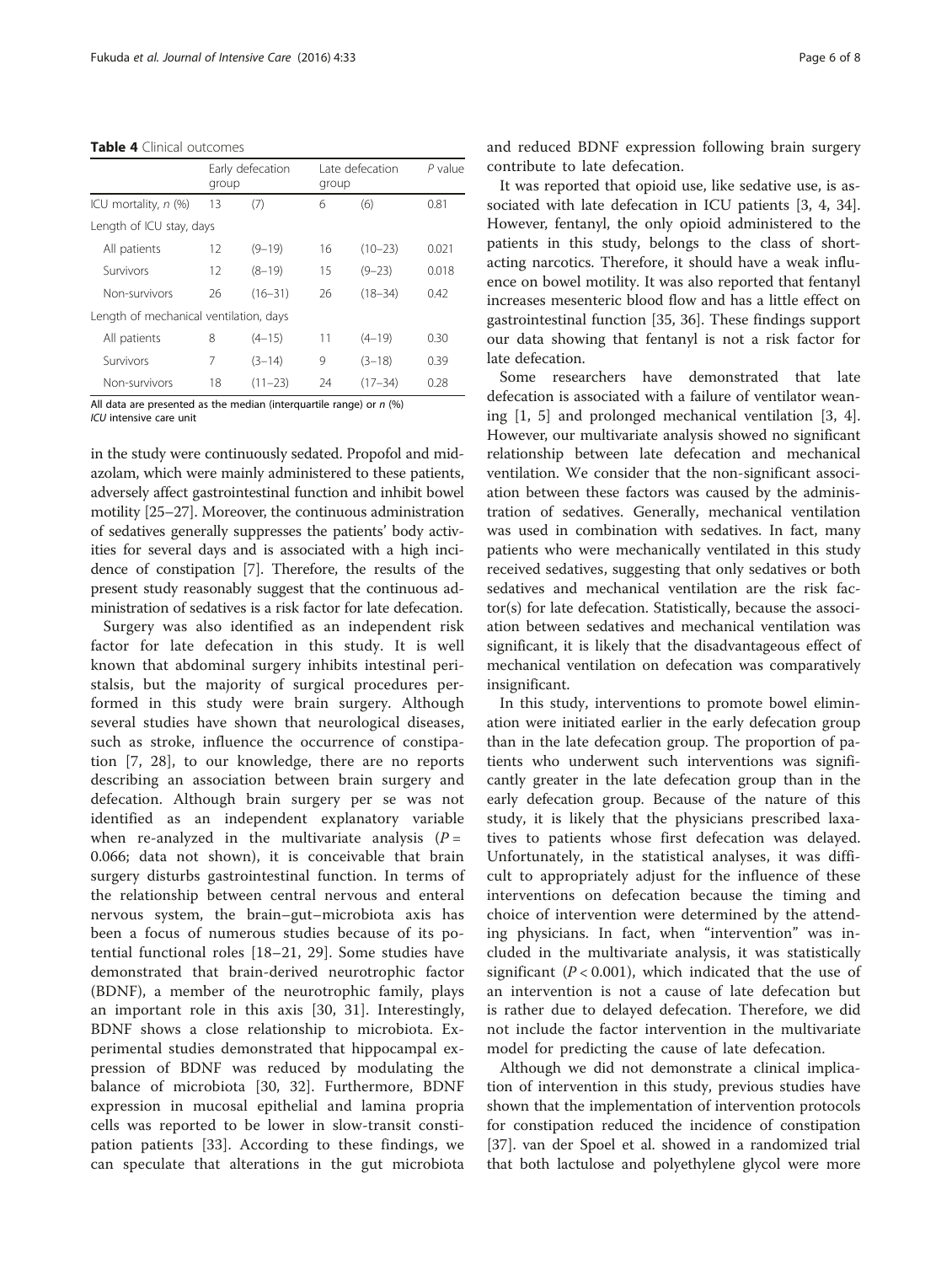**Table 4** Clinical outcomes

| | Early defecation group | | Late defecation group | | *P* value |
|---|---|---|---|---|---|
| ICU mortality, *n* (%) | 13 | (7) | 6 | (6) | 0.81 |
| Length of ICU stay, days | | | | | |
| All patients | 12 | (9–19) | 16 | (10–23) | 0.021 |
| Survivors | 12 | (8–19) | 15 | (9–23) | 0.018 |
| Non-survivors | 26 | (16–31) | 26 | (18–34) | 0.42 |
| Length of mechanical ventilation, days | | | | | |
| All patients | 8 | (4–15) | 11 | (4–19) | 0.30 |
| Survivors | 7 | (3–14) | 9 | (3–18) | 0.39 |
| Non-survivors | 18 | (11–23) | 24 | (17–34) | 0.28 |

All data are presented as the median (interquartile range) or *n* (%)
*ICU* intensive care unit

in the study were continuously sedated. Propofol and midazolam, which were mainly administered to these patients, adversely affect gastrointestinal function and inhibit bowel motility [25–27]. Moreover, the continuous administration of sedatives generally suppresses the patients' body activities for several days and is associated with a high incidence of constipation [7]. Therefore, the results of the present study reasonably suggest that the continuous administration of sedatives is a risk factor for late defecation.

Surgery was also identified as an independent risk factor for late defecation in this study. It is well known that abdominal surgery inhibits intestinal peristalsis, but the majority of surgical procedures performed in this study were brain surgery. Although several studies have shown that neurological diseases, such as stroke, influence the occurrence of constipation [7, 28], to our knowledge, there are no reports describing an association between brain surgery and defecation. Although brain surgery per se was not identified as an independent explanatory variable when re-analyzed in the multivariate analysis ($P = 0.066$; data not shown), it is conceivable that brain surgery disturbs gastrointestinal function. In terms of the relationship between central nervous and enteral nervous system, the brain–gut–microbiota axis has been a focus of numerous studies because of its potential functional roles [18–21, 29]. Some studies have demonstrated that brain-derived neurotrophic factor (BDNF), a member of the neurotrophic family, plays an important role in this axis [30, 31]. Interestingly, BDNF shows a close relationship to microbiota. Experimental studies demonstrated that hippocampal expression of BDNF was reduced by modulating the balance of microbiota [30, 32]. Furthermore, BDNF expression in mucosal epithelial and lamina propria cells was reported to be lower in slow-transit constipation patients [33]. According to these findings, we can speculate that alterations in the gut microbiota and reduced BDNF expression following brain surgery contribute to late defecation.

It was reported that opioid use, like sedative use, is associated with late defecation in ICU patients [3, 4, 34]. However, fentanyl, the only opioid administered to the patients in this study, belongs to the class of short-acting narcotics. Therefore, it should have a weak influence on bowel motility. It was also reported that fentanyl increases mesenteric blood flow and has a little effect on gastrointestinal function [35, 36]. These findings support our data showing that fentanyl is not a risk factor for late defecation.

Some researchers have demonstrated that late defecation is associated with a failure of ventilator weaning [1, 5] and prolonged mechanical ventilation [3, 4]. However, our multivariate analysis showed no significant relationship between late defecation and mechanical ventilation. We consider that the non-significant association between these factors was caused by the administration of sedatives. Generally, mechanical ventilation was used in combination with sedatives. In fact, many patients who were mechanically ventilated in this study received sedatives, suggesting that only sedatives or both sedatives and mechanical ventilation are the risk factor(s) for late defecation. Statistically, because the association between sedatives and mechanical ventilation was significant, it is likely that the disadvantageous effect of mechanical ventilation on defecation was comparatively insignificant.

In this study, interventions to promote bowel elimination were initiated earlier in the early defecation group than in the late defecation group. The proportion of patients who underwent such interventions was significantly greater in the late defecation group than the early defecation group. Because of the nature of this study, it is likely that the physicians prescribed laxatives to patients whose first defecation was delayed. Unfortunately, in the statistical analyses, it was difficult to appropriately adjust for the influence of these interventions on defecation because the timing and choice of intervention were determined by the attending physicians. In fact, when "intervention" was included in the multivariate analysis, it was statistically significant ($P < 0.001$), which indicated that the use of an intervention is not a cause of late defecation but is rather due to delayed defecation. Therefore, we did not include the factor intervention in the multivariate model for predicting the cause of late defecation.

Although we did not demonstrate a clinical implication of intervention in this study, previous studies have shown that the implementation of intervention protocols for constipation reduced the incidence of constipation [37]. van der Spoel et al. showed in a randomized trial that both lactulose and polyethylene glycol were more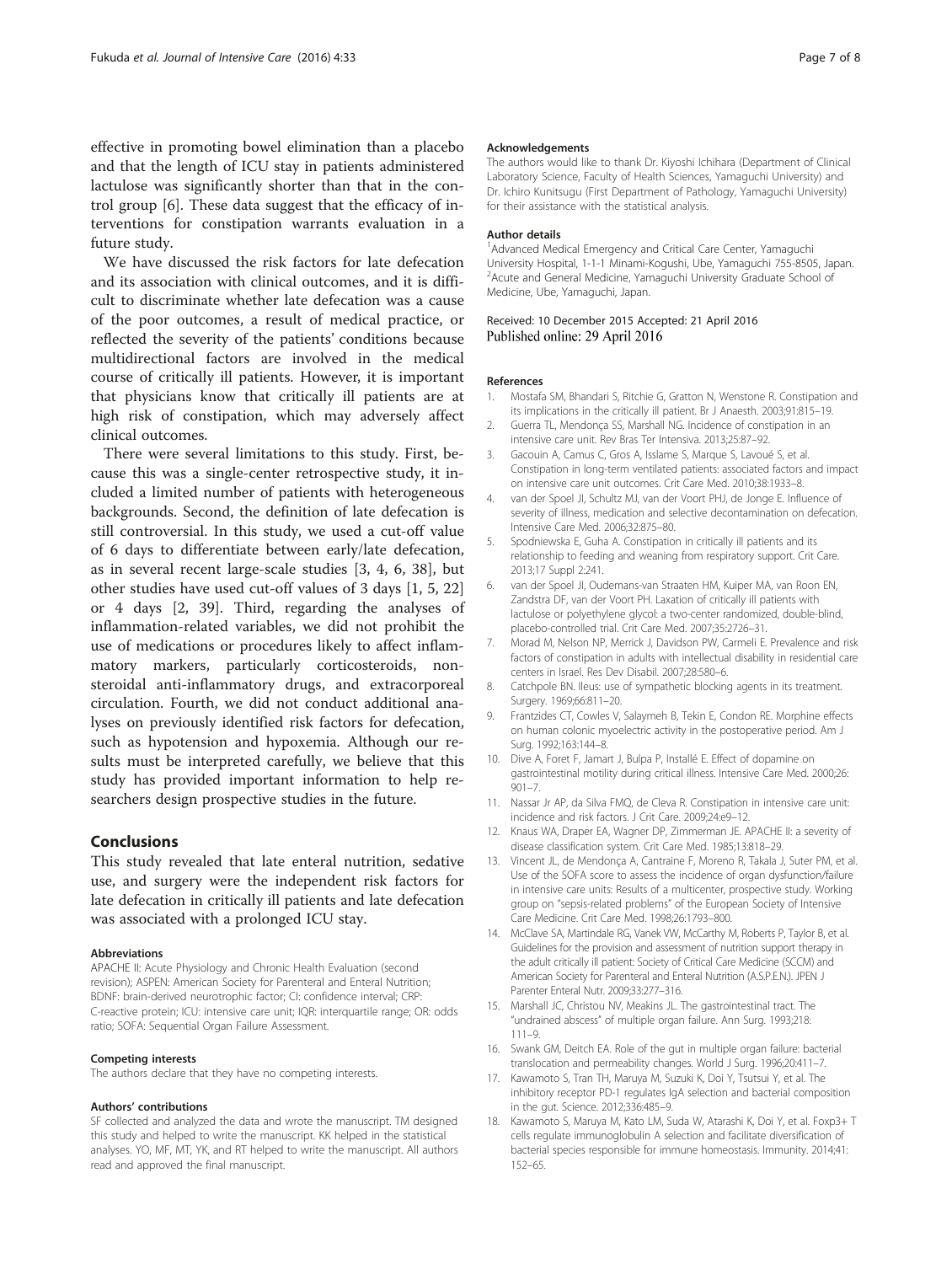effective in promoting bowel elimination than a placebo and that the length of ICU stay in patients administered lactulose was significantly shorter than that in the control group [6]. These data suggest that the efficacy of interventions for constipation warrants evaluation in a future study.

We have discussed the risk factors for late defecation and its association with clinical outcomes, and it is difficult to discriminate whether late defecation was a cause of the poor outcomes, a result of medical practice, or reflected the severity of the patients' conditions because multidirectional factors are involved in the medical course of critically ill patients. However, it is important that physicians know that critically ill patients are at high risk of constipation, which may adversely affect clinical outcomes.

There were several limitations to this study. First, because this was a single-center retrospective study, it included a limited number of patients with heterogeneous backgrounds. Second, the definition of late defecation is still controversial. In this study, we used a cut-off value of 6 days to differentiate between early/late defecation, as in several recent large-scale studies [3, 4, 6, 38], but other studies have used cut-off values of 3 days [1, 5, 22] or 4 days [2, 39]. Third, regarding the analyses of inflammation-related variables, we did not prohibit the use of medications or procedures likely to affect inflammatory markers, particularly corticosteroids, non-steroidal anti-inflammatory drugs, and extracorporeal circulation. Fourth, we did not conduct additional analyses on previously identified risk factors for defecation, such as hypotension and hypoxemia. Although our results must be interpreted carefully, we believe that this study has provided important information to help researchers design prospective studies in the future.

## Conclusions

This study revealed that late enteral nutrition, sedative use, and surgery were the independent risk factors for late defecation in critically ill patients and late defecation was associated with a prolonged ICU stay.

#### Abbreviations

APACHE II: Acute Physiology and Chronic Health Evaluation (second revision); ASPEN: American Society for Parenteral and Enteral Nutrition; BDNF: brain-derived neurotrophic factor; CI: confidence interval; CRP: C-reactive protein; ICU: intensive care unit; IQR: interquartile range; OR: odds ratio; SOFA: Sequential Organ Failure Assessment.

#### Competing interests

The authors declare that they have no competing interests.

#### Authors' contributions

SF collected and analyzed the data and wrote the manuscript. TM designed this study and helped to write the manuscript. KK helped in the statistical analyses. YO, MF, MT, YK, and RT helped to write the manuscript. All authors read and approved the final manuscript.

#### Acknowledgements

The authors would like to thank Dr. Kiyoshi Ichihara (Department of Clinical Laboratory Science, Faculty of Health Sciences, Yamaguchi University) and Dr. Ichiro Kunitsugu (First Department of Pathology, Yamaguchi University) for their assistance with the statistical analysis.

#### Author details

[1]Advanced Medical Emergency and Critical Care Center, Yamaguchi University Hospital, 1-1-1 Minami-Kogushi, Ube, Yamaguchi 755-8505, Japan. [2]Acute and General Medicine, Yamaguchi University Graduate School of Medicine, Ube, Yamaguchi, Japan.

Received: 10 December 2015 Accepted: 21 April 2016
Published online: 29 April 2016

#### References

1. Mostafa SM, Bhandari S, Ritchie G, Gratton N, Wenstone R. Constipation and its implications in the critically ill patient. Br J Anaesth. 2003;91:815–19.
2. Guerra TL, Mendonça SS, Marshall NG. Incidence of constipation in an intensive care unit. Rev Bras Ter Intensiva. 2013;25:87–92.
3. Gacouin A, Camus C, Gros A, Isslame S, Marque S, Lavoué S, et al. Constipation in long-term ventilated patients: associated factors and impact on intensive care unit outcomes. Crit Care Med. 2010;38:1933–8.
4. van der Spoel JI, Schultz MJ, van der Voort PHJ, de Jonge E. Influence of severity of illness, medication and selective decontamination on defecation. Intensive Care Med. 2006;32:875–80.
5. Spodniewska E, Guha A. Constipation in critically ill patients and its relationship to feeding and weaning from respiratory support. Crit Care. 2013;17 Suppl 2:241.
6. van der Spoel JI, Oudemans-van Straaten HM, Kuiper MA, van Roon EN, Zandstra DF, van der Voort PH. Laxation of critically ill patients with lactulose or polyethylene glycol: a two-center randomized, double-blind, placebo-controlled trial. Crit Care Med. 2007;35:2726–31.
7. Morad M, Nelson NP, Merrick J, Davidson PW, Carmeli E. Prevalence and risk factors of constipation in adults with intellectual disability in residential care centers in Israel. Res Dev Disabil. 2007;28:580–6.
8. Catchpole BN. Ileus: use of sympathetic blocking agents in its treatment. Surgery. 1969;66:811–20.
9. Frantzides CT, Cowles V, Salaymeh B, Tekin E, Condon RE. Morphine effects on human colonic myoelectric activity in the postoperative period. Am J Surg. 1992;163:144–8.
10. Dive A, Foret F, Jamart J, Bulpa P, Installé E. Effect of dopamine on gastrointestinal motility during critical illness. Intensive Care Med. 2000;26:901–7.
11. Nassar Jr AP, da Silva FMQ, de Cleva R. Constipation in intensive care unit: incidence and risk factors. J Crit Care. 2009;24:e9–12.
12. Knaus WA, Draper EA, Wagner DP, Zimmerman JE. APACHE II: a severity of disease classification system. Crit Care Med. 1985;13:818–29.
13. Vincent JL, de Mendonça A, Cantraine F, Moreno R, Takala J, Suter PM, et al. Use of the SOFA score to assess the incidence of organ dysfunction/failure in intensive care units: Results of a multicenter, prospective study. Working group on "sepsis-related problems" of the European Society of Intensive Care Medicine. Crit Care Med. 1998;26:1793–800.
14. McClave SA, Martindale RG, Vanek VW, McCarthy M, Roberts P, Taylor B, et al. Guidelines for the provision and assessment of nutrition support therapy in the adult critically ill patient: Society of Critical Care Medicine (SCCM) and American Society for Parenteral and Enteral Nutrition (A.S.P.E.N.). JPEN J Parenter Enteral Nutr. 2009;33:277–316.
15. Marshall JC, Christou NV, Meakins JL. The gastrointestinal tract. The "undrained abscess" of multiple organ failure. Ann Surg. 1993;218:111–9.
16. Swank GM, Deitch EA. Role of the gut in multiple organ failure: bacterial translocation and permeability changes. World J Surg. 1996;20:411–7.
17. Kawamoto S, Tran TH, Maruya M, Suzuki K, Doi Y, Tsutsui Y, et al. The inhibitory receptor PD-1 regulates IgA selection and bacterial composition in the gut. Science. 2012;336:485–9.
18. Kawamoto S, Maruya M, Kato LM, Suda W, Atarashi K, Doi Y, et al. Foxp3+ T cells regulate immunoglobulin A selection and facilitate diversification of bacterial species responsible for immune homeostasis. Immunity. 2014;41:152–65.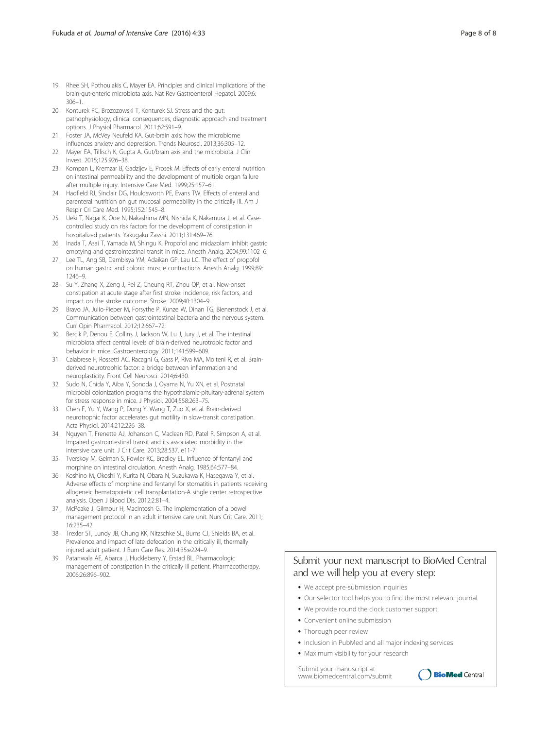19. Rhee SH, Pothoulakis C, Mayer EA. Principles and clinical implications of the brain-gut-enteric microbiota axis. Nat Rev Gastroenterol Hepatol. 2009;6: 306–1.
20. Konturek PC, Brozozowski T, Konturek SJ. Stress and the gut: pathophysiology, clinical consequences, diagnostic approach and treatment options. J Physiol Pharmacol. 2011;62:591–9.
21. Foster JA, McVey Neufeld KA. Gut-brain axis: how the microbiome influences anxiety and depression. Trends Neurosci. 2013;36:305–12.
22. Mayer EA, Tillisch K, Gupta A. Gut/brain axis and the microbiota. J Clin Invest. 2015;125:926–38.
23. Kompan L, Kremzar B, Gadzijev E, Prosek M. Effects of early enteral nutrition on intestinal permeability and the development of multiple organ failure after multiple injury. Intensive Care Med. 1999;25:157–61.
24. Hadfield RJ, Sinclair DG, Houldsworth PE, Evans TW. Effects of enteral and parenteral nutrition on gut mucosal permeability in the critically ill. Am J Respir Cri Care Med. 1995;152:1545–8.
25. Ueki T, Nagai K, Ooe N, Nakashima MN, Nishida K, Nakamura J, et al. Case-controlled study on risk factors for the development of constipation in hospitalized patients. Yakugaku Zasshi. 2011;131:469–76.
26. Inada T, Asai T, Yamada M, Shingu K. Propofol and midazolam inhibit gastric emptying and gastrointestinal transit in mice. Anesth Analg. 2004;99:1102–6.
27. Lee TL, Ang SB, Dambisya YM, Adaikan GP, Lau LC. The effect of propofol on human gastric and colonic muscle contractions. Anesth Analg. 1999;89: 1246–9.
28. Su Y, Zhang X, Zeng J, Pei Z, Cheung RT, Zhou QP, et al. New-onset constipation at acute stage after first stroke: incidence, risk factors, and impact on the stroke outcome. Stroke. 2009;40:1304–9.
29. Bravo JA, Julio-Pieper M, Forsythe P, Kunze W, Dinan TG, Bienenstock J, et al. Communication between gastrointestinal bacteria and the nervous system. Curr Opin Pharmacol. 2012;12:667–72.
30. Bercik P, Denou E, Collins J, Jackson W, Lu J, Jury J, et al. The intestinal microbiota affect central levels of brain-derived neurotropic factor and behavior in mice. Gastroenterology. 2011;141:599–609.
31. Calabrese F, Rossetti AC, Racagni G, Gass P, Riva MA, Molteni R, et al. Brain-derived neurotrophic factor: a bridge between inflammation and neuroplasticity. Front Cell Neurosci. 2014;6:430.
32. Sudo N, Chida Y, Aiba Y, Sonoda J, Oyama N, Yu XN, et al. Postnatal microbial colonization programs the hypothalamic-pituitary-adrenal system for stress response in mice. J Physiol. 2004;558:263–75.
33. Chen F, Yu Y, Wang P, Dong Y, Wang T, Zuo X, et al. Brain-derived neurotrophic factor accelerates gut motility in slow-transit constipation. Acta Physiol. 2014;212:226–38.
34. Nguyen T, Frenette AJ, Johanson C, Maclean RD, Patel R, Simpson A, et al. Impaired gastrointestinal transit and its associated morbidity in the intensive care unit. J Crit Care. 2013;28:537. e11-7.
35. Tverskoy M, Gelman S, Fowler KC, Bradley EL. Influence of fentanyl and morphine on intestinal circulation. Anesth Analg. 1985;64:577–84.
36. Koshino M, Okoshi Y, Kurita N, Obara N, Suzukawa K, Hasegawa Y, et al. Adverse effects of morphine and fentanyl for stomatitis in patients receiving allogeneic hematopoietic cell transplantation-A single center retrospective analysis. Open J Blood Dis. 2012;2:81–4.
37. McPeake J, Gilmour H, MacIntosh G. The implementation of a bowel management protocol in an adult intensive care unit. Nurs Crit Care. 2011; 16:235–42.
38. Trexler ST, Lundy JB, Chung KK, Nitzschke SL, Burns CJ, Shields BA, et al. Prevalence and impact of late defecation in the critically ill, thermally injured adult patient. J Burn Care Res. 2014;35:e224–9.
39. Patanwala AE, Abarca J, Huckleberry Y, Erstad BL. Pharmacologic management of constipation in the critically ill patient. Pharmacotherapy. 2006;26:896–902.

Submit your next manuscript to BioMed Central and we will help you at every step:

- We accept pre-submission inquiries
- Our selector tool helps you to find the most relevant journal
- We provide round the clock customer support
- Convenient online submission
- Thorough peer review
- Inclusion in PubMed and all major indexing services
- Maximum visibility for your research

Submit your manuscript at
www.biomedcentral.com/submit

BioMed Central